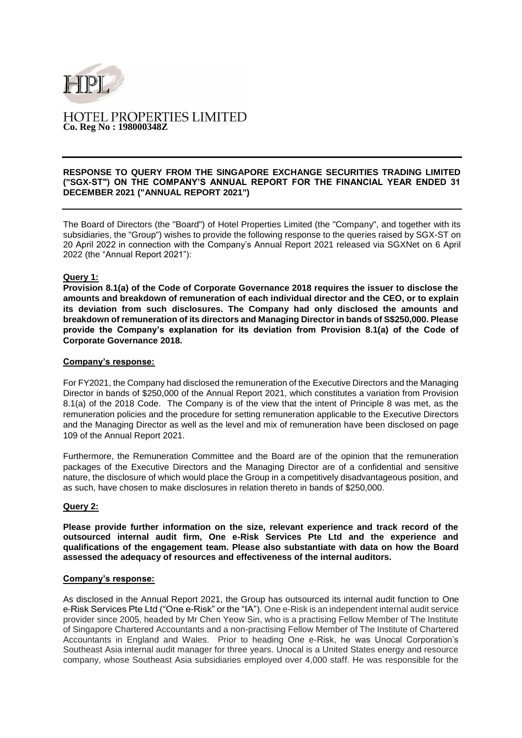HPL

HOTEL PROPERTIES LIMITED
**Co. Reg No : 198000348Z**

---

**RESPONSE TO QUERY FROM THE SINGAPORE EXCHANGE SECURITIES TRADING LIMITED ("SGX-ST") ON THE COMPANY'S ANNUAL REPORT FOR THE FINANCIAL YEAR ENDED 31 DECEMBER 2021 ("ANNUAL REPORT 2021")**

---

The Board of Directors (the "Board") of Hotel Properties Limited (the "Company", and together with its subsidiaries, the "Group") wishes to provide the following response to the queries raised by SGX-ST on 20 April 2022 in connection with the Company's Annual Report 2021 released via SGXNet on 6 April 2022 (the "Annual Report 2021"):

**Query 1:**

**Provision 8.1(a) of the Code of Corporate Governance 2018 requires the issuer to disclose the amounts and breakdown of remuneration of each individual director and the CEO, or to explain its deviation from such disclosures. The Company had only disclosed the amounts and breakdown of remuneration of its directors and Managing Director in bands of S$250,000. Please provide the Company's explanation for its deviation from Provision 8.1(a) of the Code of Corporate Governance 2018.**

**Company's response:**

For FY2021, the Company had disclosed the remuneration of the Executive Directors and the Managing Director in bands of $250,000 of the Annual Report 2021, which constitutes a variation from Provision 8.1(a) of the 2018 Code. The Company is of the view that the intent of Principle 8 was met, as the remuneration policies and the procedure for setting remuneration applicable to the Executive Directors and the Managing Director as well as the level and mix of remuneration have been disclosed on page 109 of the Annual Report 2021.

Furthermore, the Remuneration Committee and the Board are of the opinion that the remuneration packages of the Executive Directors and the Managing Director are of a confidential and sensitive nature, the disclosure of which would place the Group in a competitively disadvantageous position, and as such, have chosen to make disclosures in relation thereto in bands of $250,000.

**Query 2:**

**Please provide further information on the size, relevant experience and track record of the outsourced internal audit firm, One e-Risk Services Pte Ltd and the experience and qualifications of the engagement team. Please also substantiate with data on how the Board assessed the adequacy of resources and effectiveness of the internal auditors.**

**Company's response:**

As disclosed in the Annual Report 2021, the Group has outsourced its internal audit function to One e-Risk Services Pte Ltd ("One e-Risk" or the "IA"). One e-Risk is an independent internal audit service provider since 2005, headed by Mr Chen Yeow Sin, who is a practising Fellow Member of The Institute of Singapore Chartered Accountants and a non-practising Fellow Member of The Institute of Chartered Accountants in England and Wales. Prior to heading One e-Risk, he was Unocal Corporation's Southeast Asia internal audit manager for three years. Unocal is a United States energy and resource company, whose Southeast Asia subsidiaries employed over 4,000 staff. He was responsible for the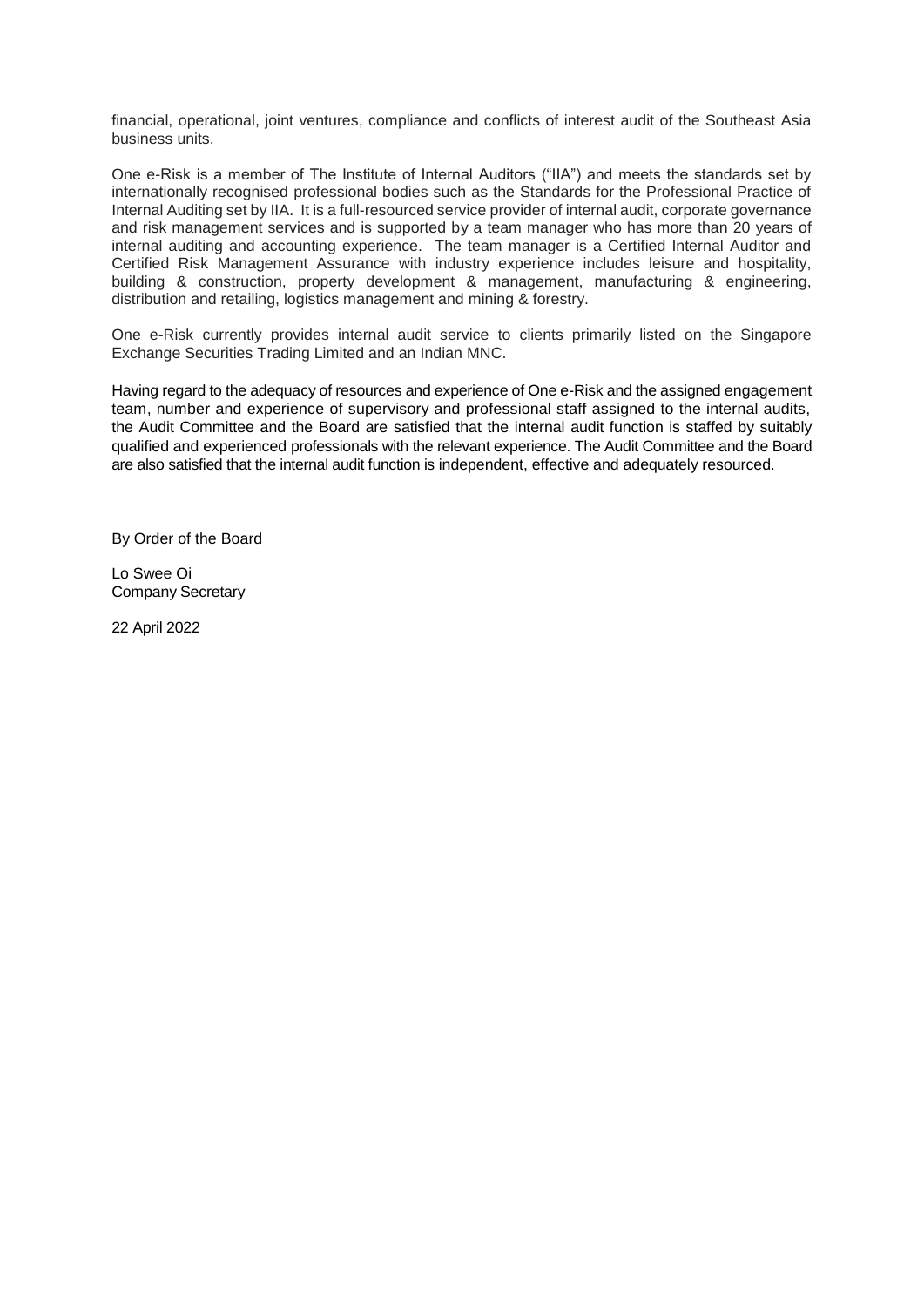financial, operational, joint ventures, compliance and conflicts of interest audit of the Southeast Asia business units.

One e-Risk is a member of The Institute of Internal Auditors ("IIA") and meets the standards set by internationally recognised professional bodies such as the Standards for the Professional Practice of Internal Auditing set by IIA. It is a full-resourced service provider of internal audit, corporate governance and risk management services and is supported by a team manager who has more than 20 years of internal auditing and accounting experience. The team manager is a Certified Internal Auditor and Certified Risk Management Assurance with industry experience includes leisure and hospitality, building & construction, property development & management, manufacturing & engineering, distribution and retailing, logistics management and mining & forestry.

One e-Risk currently provides internal audit service to clients primarily listed on the Singapore Exchange Securities Trading Limited and an Indian MNC.

Having regard to the adequacy of resources and experience of One e-Risk and the assigned engagement team, number and experience of supervisory and professional staff assigned to the internal audits, the Audit Committee and the Board are satisfied that the internal audit function is staffed by suitably qualified and experienced professionals with the relevant experience. The Audit Committee and the Board are also satisfied that the internal audit function is independent, effective and adequately resourced.

By Order of the Board

Lo Swee Oi
Company Secretary

22 April 2022